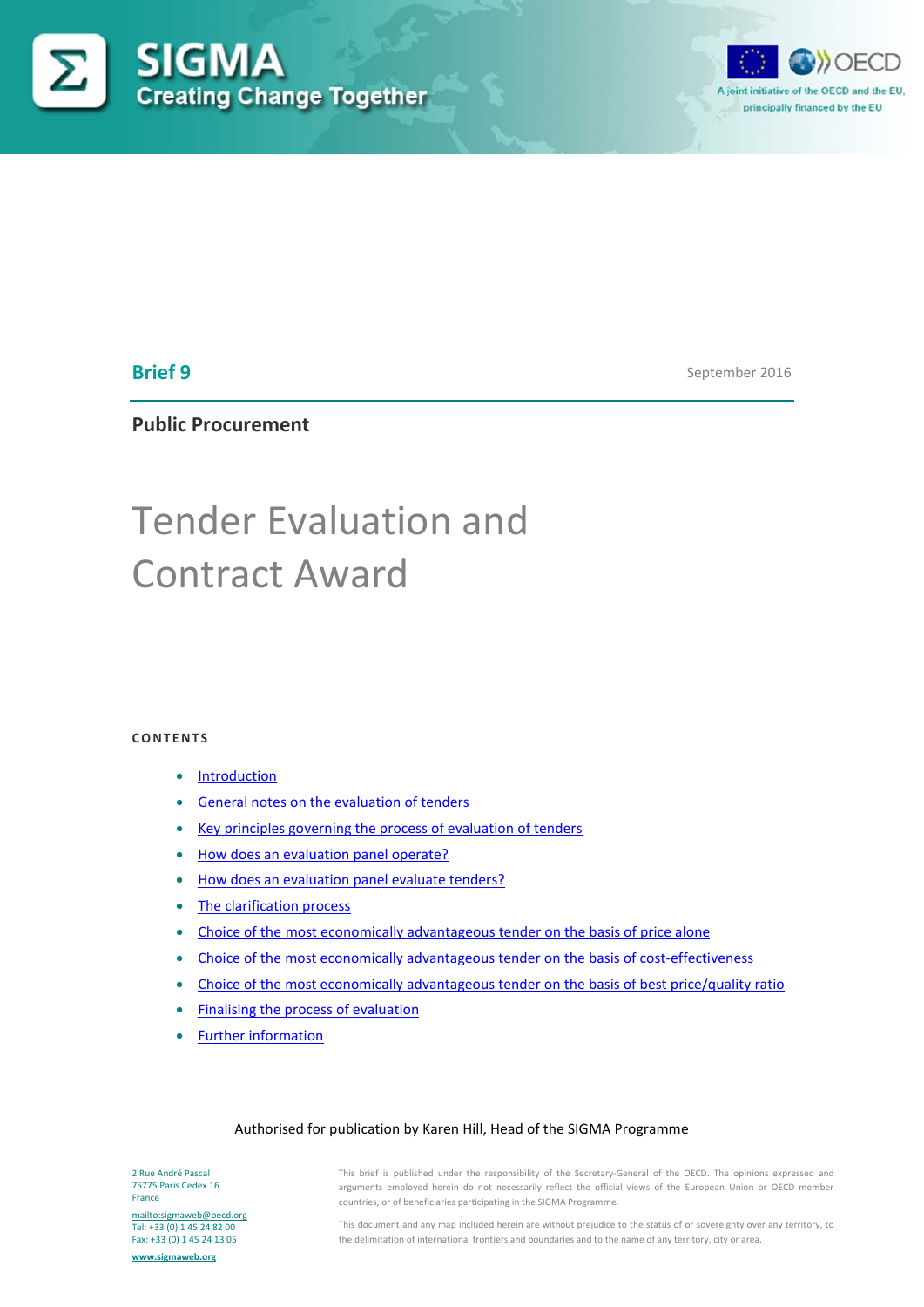SIGMA
Creating Change Together

A joint initiative of the OECD and the EU, principally financed by the EU

**Brief 9**

September 2016

**Public Procurement**

# Tender Evaluation and Contract Award

**CONTENTS**

- Introduction
- General notes on the evaluation of tenders
- Key principles governing the process of evaluation of tenders
- How does an evaluation panel operate?
- How does an evaluation panel evaluate tenders?
- The clarification process
- Choice of the most economically advantageous tender on the basis of price alone
- Choice of the most economically advantageous tender on the basis of cost-effectiveness
- Choice of the most economically advantageous tender on the basis of best price/quality ratio
- Finalising the process of evaluation
- Further information

Authorised for publication by Karen Hill, Head of the SIGMA Programme

2 Rue André Pascal
75775 Paris Cedex 16
France

mailto:sigmaweb@oecd.org
Tel: +33 (0) 1 45 24 82 00
Fax: +33 (0) 1 45 24 13 05

www.sigmaweb.org

This brief is published under the responsibility of the Secretary-General of the OECD. The opinions expressed and arguments employed herein do not necessarily reflect the official views of the European Union or OECD member countries, or of beneficiaries participating in the SIGMA Programme.

This document and any map included herein are without prejudice to the status of or sovereignty over any territory, to the delimitation of international frontiers and boundaries and to the name of any territory, city or area.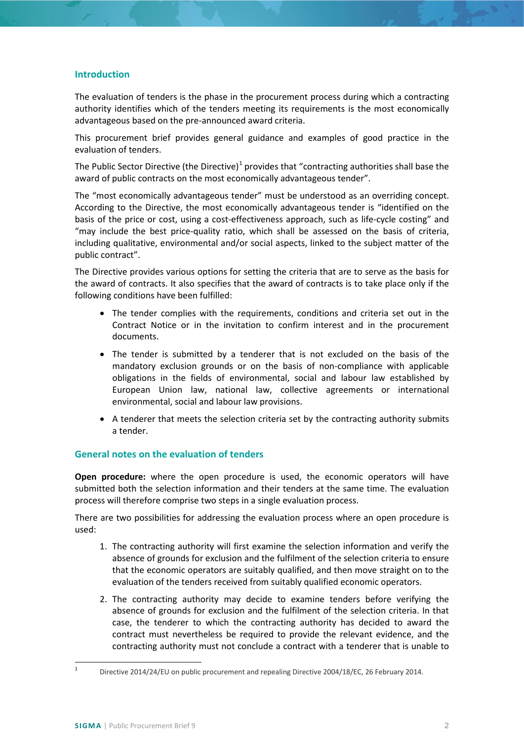## Introduction

The evaluation of tenders is the phase in the procurement process during which a contracting authority identifies which of the tenders meeting its requirements is the most economically advantageous based on the pre-announced award criteria.

This procurement brief provides general guidance and examples of good practice in the evaluation of tenders.

The Public Sector Directive (the Directive)[1] provides that "contracting authorities shall base the award of public contracts on the most economically advantageous tender".

The "most economically advantageous tender" must be understood as an overriding concept. According to the Directive, the most economically advantageous tender is "identified on the basis of the price or cost, using a cost-effectiveness approach, such as life-cycle costing" and "may include the best price-quality ratio, which shall be assessed on the basis of criteria, including qualitative, environmental and/or social aspects, linked to the subject matter of the public contract".

The Directive provides various options for setting the criteria that are to serve as the basis for the award of contracts. It also specifies that the award of contracts is to take place only if the following conditions have been fulfilled:

- The tender complies with the requirements, conditions and criteria set out in the Contract Notice or in the invitation to confirm interest and in the procurement documents.
- The tender is submitted by a tenderer that is not excluded on the basis of the mandatory exclusion grounds or on the basis of non-compliance with applicable obligations in the fields of environmental, social and labour law established by European Union law, national law, collective agreements or international environmental, social and labour law provisions.
- A tenderer that meets the selection criteria set by the contracting authority submits a tender.

## General notes on the evaluation of tenders

**Open procedure:** where the open procedure is used, the economic operators will have submitted both the selection information and their tenders at the same time. The evaluation process will therefore comprise two steps in a single evaluation process.

There are two possibilities for addressing the evaluation process where an open procedure is used:

1. The contracting authority will first examine the selection information and verify the absence of grounds for exclusion and the fulfilment of the selection criteria to ensure that the economic operators are suitably qualified, and then move straight on to the evaluation of the tenders received from suitably qualified economic operators.
2. The contracting authority may decide to examine tenders before verifying the absence of grounds for exclusion and the fulfilment of the selection criteria. In that case, the tenderer to which the contracting authority has decided to award the contract must nevertheless be required to provide the relevant evidence, and the contracting authority must not conclude a contract with a tenderer that is unable to

[1] Directive 2014/24/EU on public procurement and repealing Directive 2004/18/EC, 26 February 2014.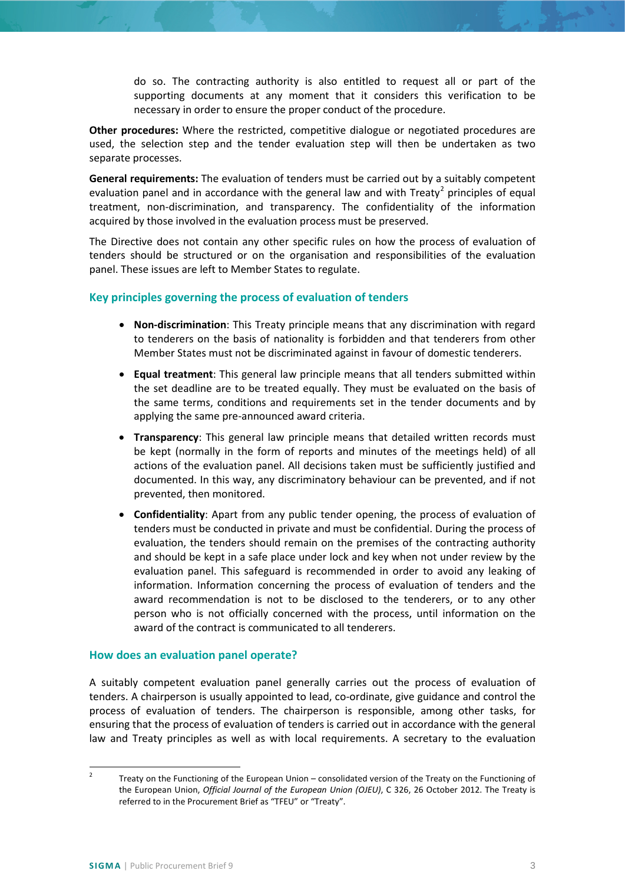do so. The contracting authority is also entitled to request all or part of the supporting documents at any moment that it considers this verification to be necessary in order to ensure the proper conduct of the procedure.

**Other procedures:** Where the restricted, competitive dialogue or negotiated procedures are used, the selection step and the tender evaluation step will then be undertaken as two separate processes.

**General requirements:** The evaluation of tenders must be carried out by a suitably competent evaluation panel and in accordance with the general law and with Treaty[2] principles of equal treatment, non-discrimination, and transparency. The confidentiality of the information acquired by those involved in the evaluation process must be preserved.

The Directive does not contain any other specific rules on how the process of evaluation of tenders should be structured or on the organisation and responsibilities of the evaluation panel. These issues are left to Member States to regulate.

## Key principles governing the process of evaluation of tenders

- **Non-discrimination**: This Treaty principle means that any discrimination with regard to tenderers on the basis of nationality is forbidden and that tenderers from other Member States must not be discriminated against in favour of domestic tenderers.
- **Equal treatment**: This general law principle means that all tenders submitted within the set deadline are to be treated equally. They must be evaluated on the basis of the same terms, conditions and requirements set in the tender documents and by applying the same pre-announced award criteria.
- **Transparency**: This general law principle means that detailed written records must be kept (normally in the form of reports and minutes of the meetings held) of all actions of the evaluation panel. All decisions taken must be sufficiently justified and documented. In this way, any discriminatory behaviour can be prevented, and if not prevented, then monitored.
- **Confidentiality**: Apart from any public tender opening, the process of evaluation of tenders must be conducted in private and must be confidential. During the process of evaluation, the tenders should remain on the premises of the contracting authority and should be kept in a safe place under lock and key when not under review by the evaluation panel. This safeguard is recommended in order to avoid any leaking of information. Information concerning the process of evaluation of tenders and the award recommendation is not to be disclosed to the tenderers, or to any other person who is not officially concerned with the process, until information on the award of the contract is communicated to all tenderers.

## How does an evaluation panel operate?

A suitably competent evaluation panel generally carries out the process of evaluation of tenders. A chairperson is usually appointed to lead, co-ordinate, give guidance and control the process of evaluation of tenders. The chairperson is responsible, among other tasks, for ensuring that the process of evaluation of tenders is carried out in accordance with the general law and Treaty principles as well as with local requirements. A secretary to the evaluation

---

[2] Treaty on the Functioning of the European Union – consolidated version of the Treaty on the Functioning of the European Union, *Official Journal of the European Union (OJEU)*, C 326, 26 October 2012. The Treaty is referred to in the Procurement Brief as "TFEU" or "Treaty".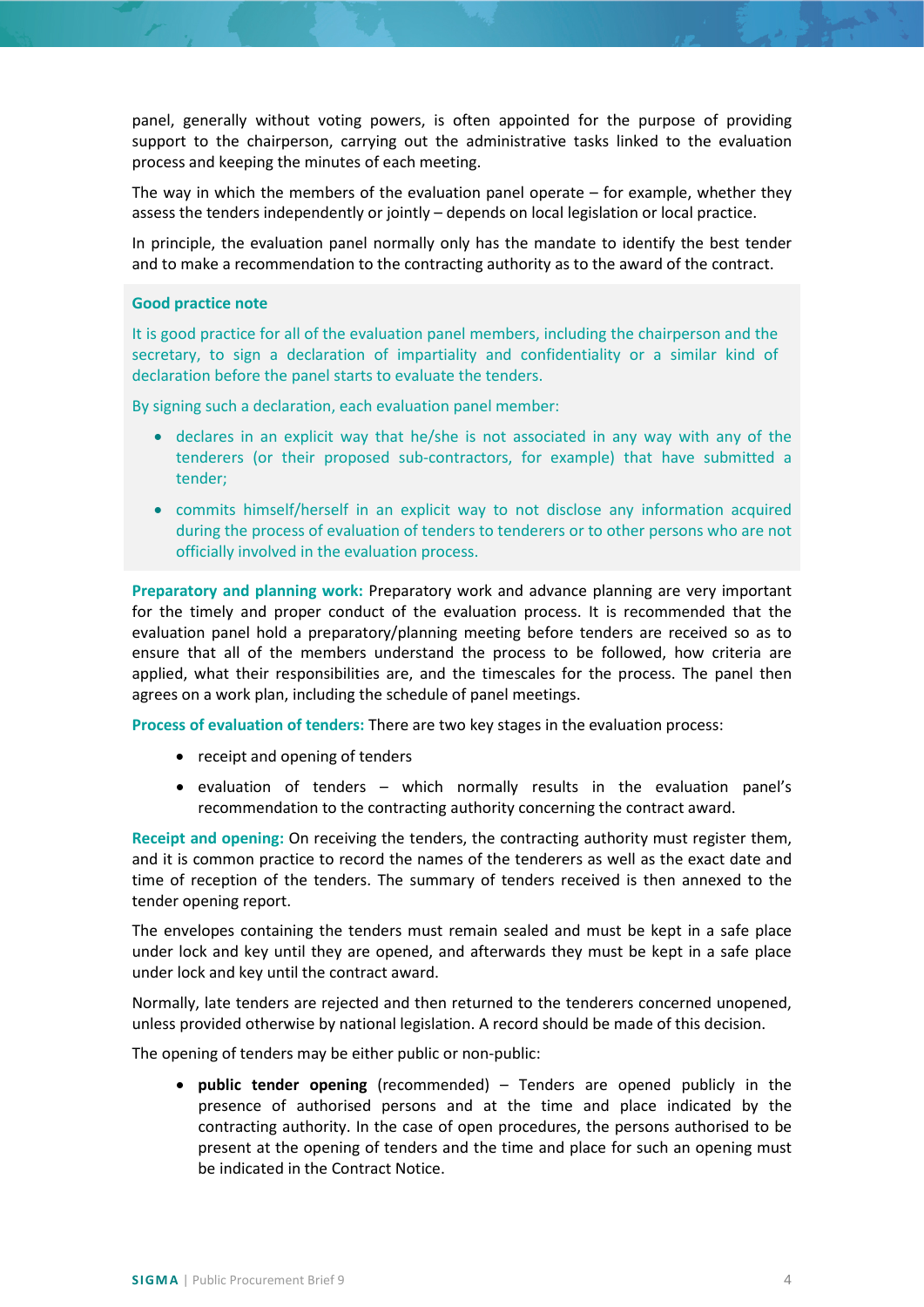panel, generally without voting powers, is often appointed for the purpose of providing support to the chairperson, carrying out the administrative tasks linked to the evaluation process and keeping the minutes of each meeting.

The way in which the members of the evaluation panel operate – for example, whether they assess the tenders independently or jointly – depends on local legislation or local practice.

In principle, the evaluation panel normally only has the mandate to identify the best tender and to make a recommendation to the contracting authority as to the award of the contract.

**Good practice note**

It is good practice for all of the evaluation panel members, including the chairperson and the secretary, to sign a declaration of impartiality and confidentiality or a similar kind of declaration before the panel starts to evaluate the tenders.

By signing such a declaration, each evaluation panel member:

- declares in an explicit way that he/she is not associated in any way with any of the tenderers (or their proposed sub-contractors, for example) that have submitted a tender;
- commits himself/herself in an explicit way to not disclose any information acquired during the process of evaluation of tenders to tenderers or to other persons who are not officially involved in the evaluation process.

**Preparatory and planning work:** Preparatory work and advance planning are very important for the timely and proper conduct of the evaluation process. It is recommended that the evaluation panel hold a preparatory/planning meeting before tenders are received so as to ensure that all of the members understand the process to be followed, how criteria are applied, what their responsibilities are, and the timescales for the process. The panel then agrees on a work plan, including the schedule of panel meetings.

**Process of evaluation of tenders:** There are two key stages in the evaluation process:

- receipt and opening of tenders
- evaluation of tenders – which normally results in the evaluation panel's recommendation to the contracting authority concerning the contract award.

**Receipt and opening:** On receiving the tenders, the contracting authority must register them, and it is common practice to record the names of the tenderers as well as the exact date and time of reception of the tenders. The summary of tenders received is then annexed to the tender opening report.

The envelopes containing the tenders must remain sealed and must be kept in a safe place under lock and key until they are opened, and afterwards they must be kept in a safe place under lock and key until the contract award.

Normally, late tenders are rejected and then returned to the tenderers concerned unopened, unless provided otherwise by national legislation. A record should be made of this decision.

The opening of tenders may be either public or non-public:

- **public tender opening** (recommended) – Tenders are opened publicly in the presence of authorised persons and at the time and place indicated by the contracting authority. In the case of open procedures, the persons authorised to be present at the opening of tenders and the time and place for such an opening must be indicated in the Contract Notice.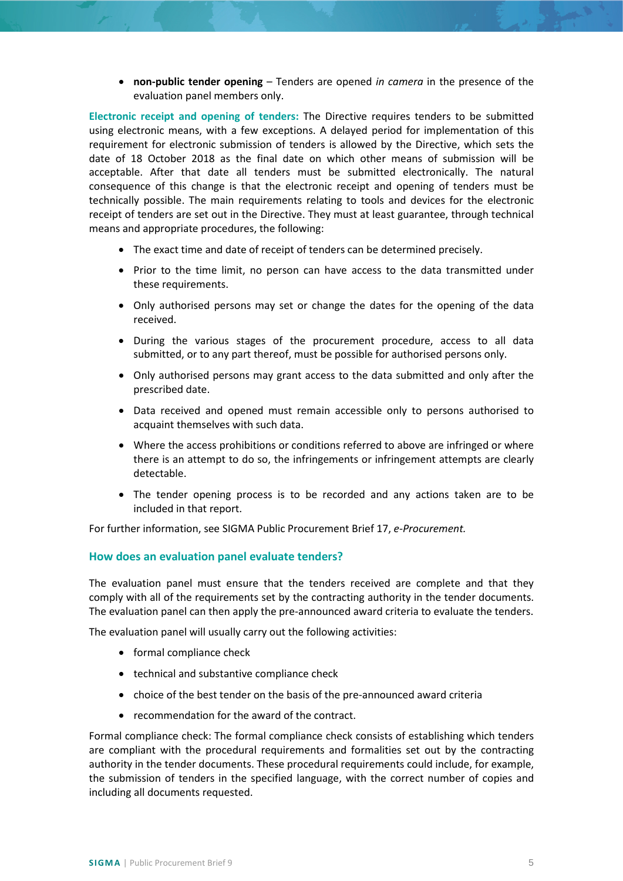- **non-public tender opening** – Tenders are opened *in camera* in the presence of the evaluation panel members only.

**Electronic receipt and opening of tenders:** The Directive requires tenders to be submitted using electronic means, with a few exceptions. A delayed period for implementation of this requirement for electronic submission of tenders is allowed by the Directive, which sets the date of 18 October 2018 as the final date on which other means of submission will be acceptable. After that date all tenders must be submitted electronically. The natural consequence of this change is that the electronic receipt and opening of tenders must be technically possible. The main requirements relating to tools and devices for the electronic receipt of tenders are set out in the Directive. They must at least guarantee, through technical means and appropriate procedures, the following:

- The exact time and date of receipt of tenders can be determined precisely.
- Prior to the time limit, no person can have access to the data transmitted under these requirements.
- Only authorised persons may set or change the dates for the opening of the data received.
- During the various stages of the procurement procedure, access to all data submitted, or to any part thereof, must be possible for authorised persons only.
- Only authorised persons may grant access to the data submitted and only after the prescribed date.
- Data received and opened must remain accessible only to persons authorised to acquaint themselves with such data.
- Where the access prohibitions or conditions referred to above are infringed or where there is an attempt to do so, the infringements or infringement attempts are clearly detectable.
- The tender opening process is to be recorded and any actions taken are to be included in that report.

For further information, see SIGMA Public Procurement Brief 17, *e-Procurement.*

## How does an evaluation panel evaluate tenders?

The evaluation panel must ensure that the tenders received are complete and that they comply with all of the requirements set by the contracting authority in the tender documents. The evaluation panel can then apply the pre-announced award criteria to evaluate the tenders.

The evaluation panel will usually carry out the following activities:

- formal compliance check
- technical and substantive compliance check
- choice of the best tender on the basis of the pre-announced award criteria
- recommendation for the award of the contract.

Formal compliance check: The formal compliance check consists of establishing which tenders are compliant with the procedural requirements and formalities set out by the contracting authority in the tender documents. These procedural requirements could include, for example, the submission of tenders in the specified language, with the correct number of copies and including all documents requested.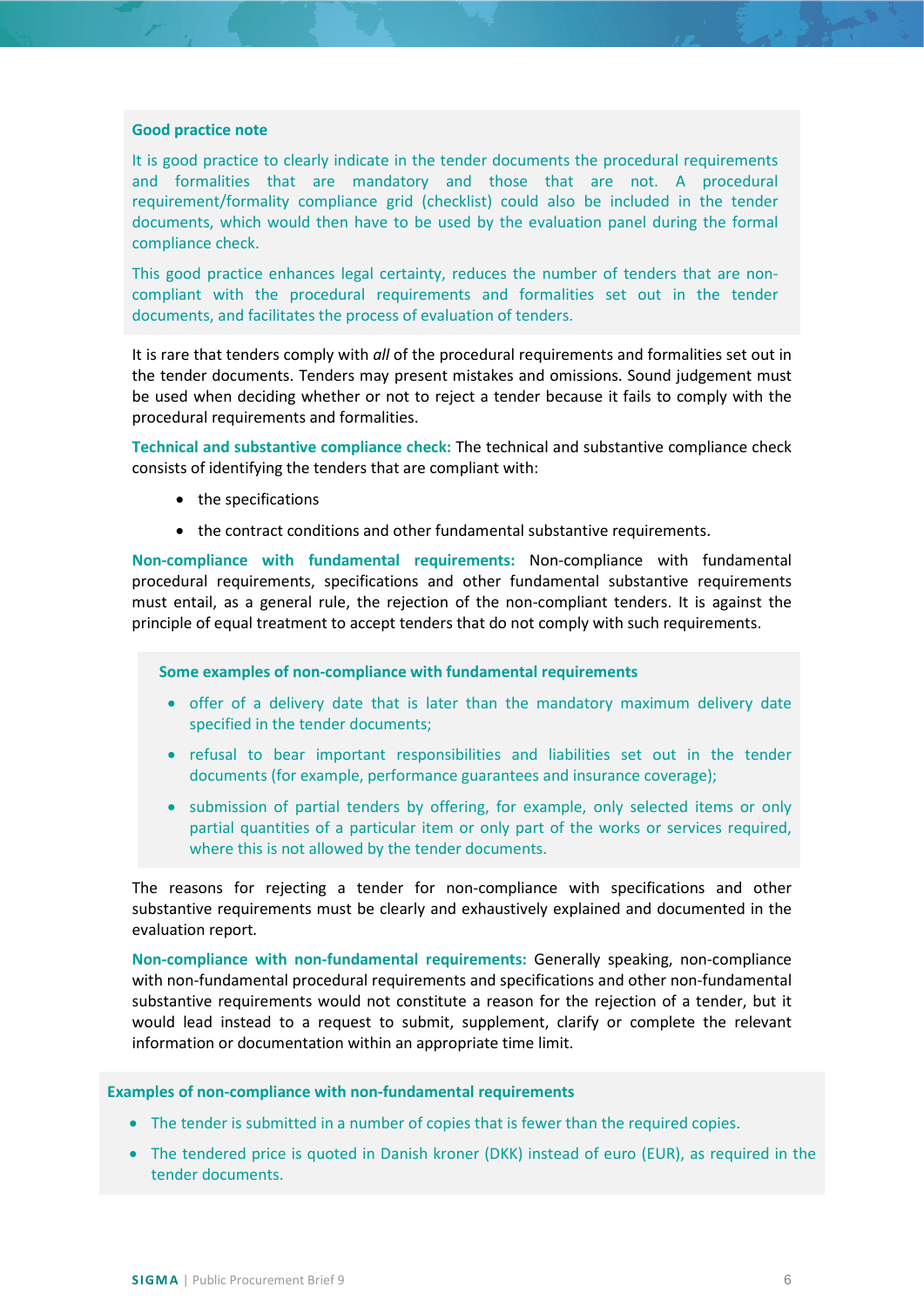**Good practice note**

It is good practice to clearly indicate in the tender documents the procedural requirements and formalities that are mandatory and those that are not. A procedural requirement/formality compliance grid (checklist) could also be included in the tender documents, which would then have to be used by the evaluation panel during the formal compliance check.

This good practice enhances legal certainty, reduces the number of tenders that are non-compliant with the procedural requirements and formalities set out in the tender documents, and facilitates the process of evaluation of tenders.

It is rare that tenders comply with *all* of the procedural requirements and formalities set out in the tender documents. Tenders may present mistakes and omissions. Sound judgement must be used when deciding whether or not to reject a tender because it fails to comply with the procedural requirements and formalities.

**Technical and substantive compliance check:** The technical and substantive compliance check consists of identifying the tenders that are compliant with:

- the specifications
- the contract conditions and other fundamental substantive requirements.

**Non-compliance with fundamental requirements:** Non-compliance with fundamental procedural requirements, specifications and other fundamental substantive requirements must entail, as a general rule, the rejection of the non-compliant tenders. It is against the principle of equal treatment to accept tenders that do not comply with such requirements.

**Some examples of non-compliance with fundamental requirements**

- offer of a delivery date that is later than the mandatory maximum delivery date specified in the tender documents;
- refusal to bear important responsibilities and liabilities set out in the tender documents (for example, performance guarantees and insurance coverage);
- submission of partial tenders by offering, for example, only selected items or only partial quantities of a particular item or only part of the works or services required, where this is not allowed by the tender documents.

The reasons for rejecting a tender for non-compliance with specifications and other substantive requirements must be clearly and exhaustively explained and documented in the evaluation report.

**Non-compliance with non-fundamental requirements:** Generally speaking, non-compliance with non-fundamental procedural requirements and specifications and other non-fundamental substantive requirements would not constitute a reason for the rejection of a tender, but it would lead instead to a request to submit, supplement, clarify or complete the relevant information or documentation within an appropriate time limit.

**Examples of non-compliance with non-fundamental requirements**

- The tender is submitted in a number of copies that is fewer than the required copies.
- The tendered price is quoted in Danish kroner (DKK) instead of euro (EUR), as required in the tender documents.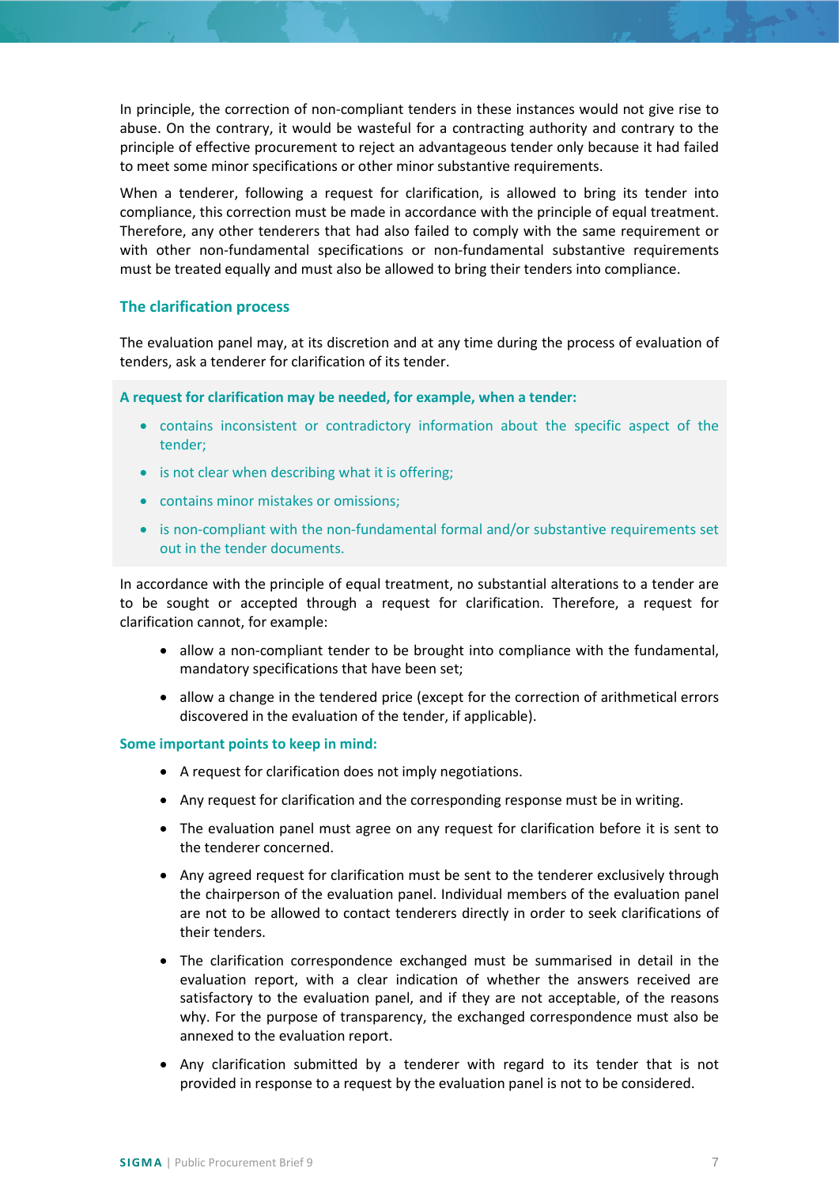In principle, the correction of non-compliant tenders in these instances would not give rise to abuse. On the contrary, it would be wasteful for a contracting authority and contrary to the principle of effective procurement to reject an advantageous tender only because it had failed to meet some minor specifications or other minor substantive requirements.

When a tenderer, following a request for clarification, is allowed to bring its tender into compliance, this correction must be made in accordance with the principle of equal treatment. Therefore, any other tenderers that had also failed to comply with the same requirement or with other non-fundamental specifications or non-fundamental substantive requirements must be treated equally and must also be allowed to bring their tenders into compliance.

## The clarification process

The evaluation panel may, at its discretion and at any time during the process of evaluation of tenders, ask a tenderer for clarification of its tender.

**A request for clarification may be needed, for example, when a tender:**

- contains inconsistent or contradictory information about the specific aspect of the tender;
- is not clear when describing what it is offering;
- contains minor mistakes or omissions;
- is non-compliant with the non-fundamental formal and/or substantive requirements set out in the tender documents.

In accordance with the principle of equal treatment, no substantial alterations to a tender are to be sought or accepted through a request for clarification. Therefore, a request for clarification cannot, for example:

- allow a non-compliant tender to be brought into compliance with the fundamental, mandatory specifications that have been set;
- allow a change in the tendered price (except for the correction of arithmetical errors discovered in the evaluation of the tender, if applicable).

**Some important points to keep in mind:**

- A request for clarification does not imply negotiations.
- Any request for clarification and the corresponding response must be in writing.
- The evaluation panel must agree on any request for clarification before it is sent to the tenderer concerned.
- Any agreed request for clarification must be sent to the tenderer exclusively through the chairperson of the evaluation panel. Individual members of the evaluation panel are not to be allowed to contact tenderers directly in order to seek clarifications of their tenders.
- The clarification correspondence exchanged must be summarised in detail in the evaluation report, with a clear indication of whether the answers received are satisfactory to the evaluation panel, and if they are not acceptable, of the reasons why. For the purpose of transparency, the exchanged correspondence must also be annexed to the evaluation report.
- Any clarification submitted by a tenderer with regard to its tender that is not provided in response to a request by the evaluation panel is not to be considered.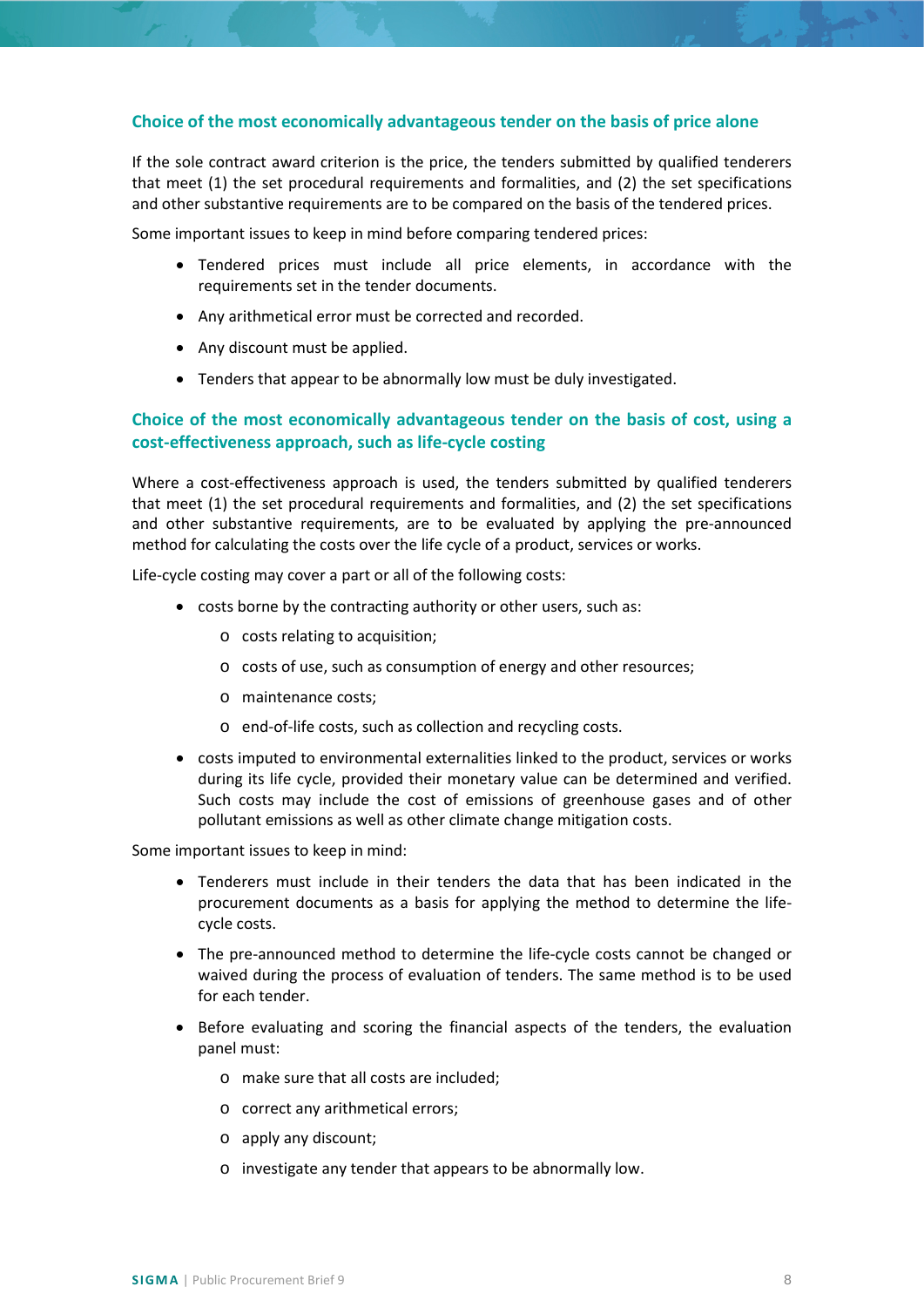## Choice of the most economically advantageous tender on the basis of price alone

If the sole contract award criterion is the price, the tenders submitted by qualified tenderers that meet (1) the set procedural requirements and formalities, and (2) the set specifications and other substantive requirements are to be compared on the basis of the tendered prices.

Some important issues to keep in mind before comparing tendered prices:

- Tendered prices must include all price elements, in accordance with the requirements set in the tender documents.
- Any arithmetical error must be corrected and recorded.
- Any discount must be applied.
- Tenders that appear to be abnormally low must be duly investigated.

## Choice of the most economically advantageous tender on the basis of cost, using a cost-effectiveness approach, such as life-cycle costing

Where a cost-effectiveness approach is used, the tenders submitted by qualified tenderers that meet (1) the set procedural requirements and formalities, and (2) the set specifications and other substantive requirements, are to be evaluated by applying the pre-announced method for calculating the costs over the life cycle of a product, services or works.

Life-cycle costing may cover a part or all of the following costs:

- costs borne by the contracting authority or other users, such as:
  - costs relating to acquisition;
  - costs of use, such as consumption of energy and other resources;
  - maintenance costs;
  - end-of-life costs, such as collection and recycling costs.
- costs imputed to environmental externalities linked to the product, services or works during its life cycle, provided their monetary value can be determined and verified. Such costs may include the cost of emissions of greenhouse gases and of other pollutant emissions as well as other climate change mitigation costs.

Some important issues to keep in mind:

- Tenderers must include in their tenders the data that has been indicated in the procurement documents as a basis for applying the method to determine the life-cycle costs.
- The pre-announced method to determine the life-cycle costs cannot be changed or waived during the process of evaluation of tenders. The same method is to be used for each tender.
- Before evaluating and scoring the financial aspects of the tenders, the evaluation panel must:
  - make sure that all costs are included;
  - correct any arithmetical errors;
  - apply any discount;
  - investigate any tender that appears to be abnormally low.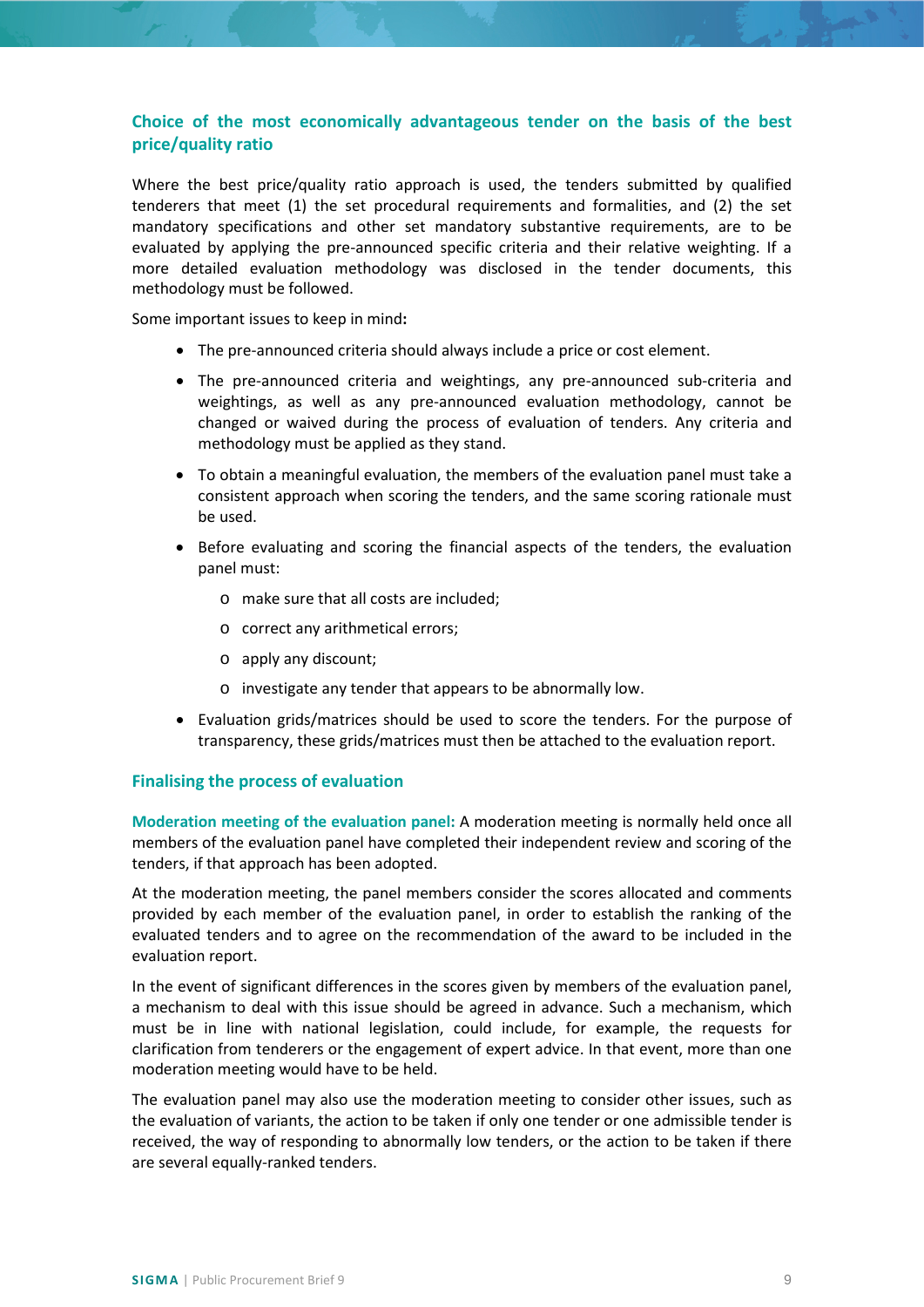### Choice of the most economically advantageous tender on the basis of the best price/quality ratio

Where the best price/quality ratio approach is used, the tenders submitted by qualified tenderers that meet (1) the set procedural requirements and formalities, and (2) the set mandatory specifications and other set mandatory substantive requirements, are to be evaluated by applying the pre-announced specific criteria and their relative weighting. If a more detailed evaluation methodology was disclosed in the tender documents, this methodology must be followed.

Some important issues to keep in mind**:**

- The pre-announced criteria should always include a price or cost element.
- The pre-announced criteria and weightings, any pre-announced sub-criteria and weightings, as well as any pre-announced evaluation methodology, cannot be changed or waived during the process of evaluation of tenders. Any criteria and methodology must be applied as they stand.
- To obtain a meaningful evaluation, the members of the evaluation panel must take a consistent approach when scoring the tenders, and the same scoring rationale must be used.
- Before evaluating and scoring the financial aspects of the tenders, the evaluation panel must:
  - make sure that all costs are included;
  - correct any arithmetical errors;
  - apply any discount;
  - investigate any tender that appears to be abnormally low.
- Evaluation grids/matrices should be used to score the tenders. For the purpose of transparency, these grids/matrices must then be attached to the evaluation report.

### Finalising the process of evaluation

**Moderation meeting of the evaluation panel:** A moderation meeting is normally held once all members of the evaluation panel have completed their independent review and scoring of the tenders, if that approach has been adopted.

At the moderation meeting, the panel members consider the scores allocated and comments provided by each member of the evaluation panel, in order to establish the ranking of the evaluated tenders and to agree on the recommendation of the award to be included in the evaluation report.

In the event of significant differences in the scores given by members of the evaluation panel, a mechanism to deal with this issue should be agreed in advance. Such a mechanism, which must be in line with national legislation, could include, for example, the requests for clarification from tenderers or the engagement of expert advice. In that event, more than one moderation meeting would have to be held.

The evaluation panel may also use the moderation meeting to consider other issues, such as the evaluation of variants, the action to be taken if only one tender or one admissible tender is received, the way of responding to abnormally low tenders, or the action to be taken if there are several equally-ranked tenders.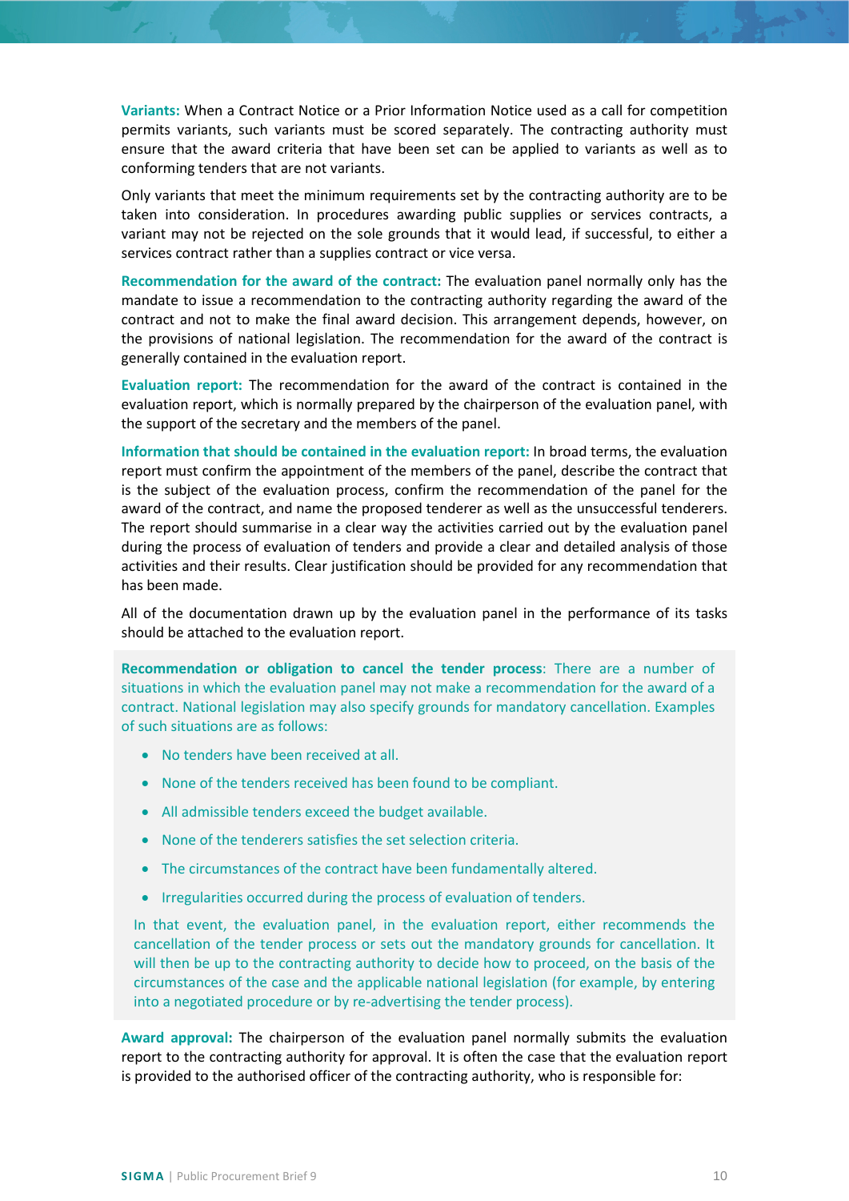**Variants:** When a Contract Notice or a Prior Information Notice used as a call for competition permits variants, such variants must be scored separately. The contracting authority must ensure that the award criteria that have been set can be applied to variants as well as to conforming tenders that are not variants.

Only variants that meet the minimum requirements set by the contracting authority are to be taken into consideration. In procedures awarding public supplies or services contracts, a variant may not be rejected on the sole grounds that it would lead, if successful, to either a services contract rather than a supplies contract or vice versa.

**Recommendation for the award of the contract:** The evaluation panel normally only has the mandate to issue a recommendation to the contracting authority regarding the award of the contract and not to make the final award decision. This arrangement depends, however, on the provisions of national legislation. The recommendation for the award of the contract is generally contained in the evaluation report.

**Evaluation report:** The recommendation for the award of the contract is contained in the evaluation report, which is normally prepared by the chairperson of the evaluation panel, with the support of the secretary and the members of the panel.

**Information that should be contained in the evaluation report:** In broad terms, the evaluation report must confirm the appointment of the members of the panel, describe the contract that is the subject of the evaluation process, confirm the recommendation of the panel for the award of the contract, and name the proposed tenderer as well as the unsuccessful tenderers. The report should summarise in a clear way the activities carried out by the evaluation panel during the process of evaluation of tenders and provide a clear and detailed analysis of those activities and their results. Clear justification should be provided for any recommendation that has been made.

All of the documentation drawn up by the evaluation panel in the performance of its tasks should be attached to the evaluation report.

**Recommendation or obligation to cancel the tender process**: There are a number of situations in which the evaluation panel may not make a recommendation for the award of a contract. National legislation may also specify grounds for mandatory cancellation. Examples of such situations are as follows:

- No tenders have been received at all.
- None of the tenders received has been found to be compliant.
- All admissible tenders exceed the budget available.
- None of the tenderers satisfies the set selection criteria.
- The circumstances of the contract have been fundamentally altered.
- Irregularities occurred during the process of evaluation of tenders.

In that event, the evaluation panel, in the evaluation report, either recommends the cancellation of the tender process or sets out the mandatory grounds for cancellation. It will then be up to the contracting authority to decide how to proceed, on the basis of the circumstances of the case and the applicable national legislation (for example, by entering into a negotiated procedure or by re-advertising the tender process).

**Award approval:** The chairperson of the evaluation panel normally submits the evaluation report to the contracting authority for approval. It is often the case that the evaluation report is provided to the authorised officer of the contracting authority, who is responsible for: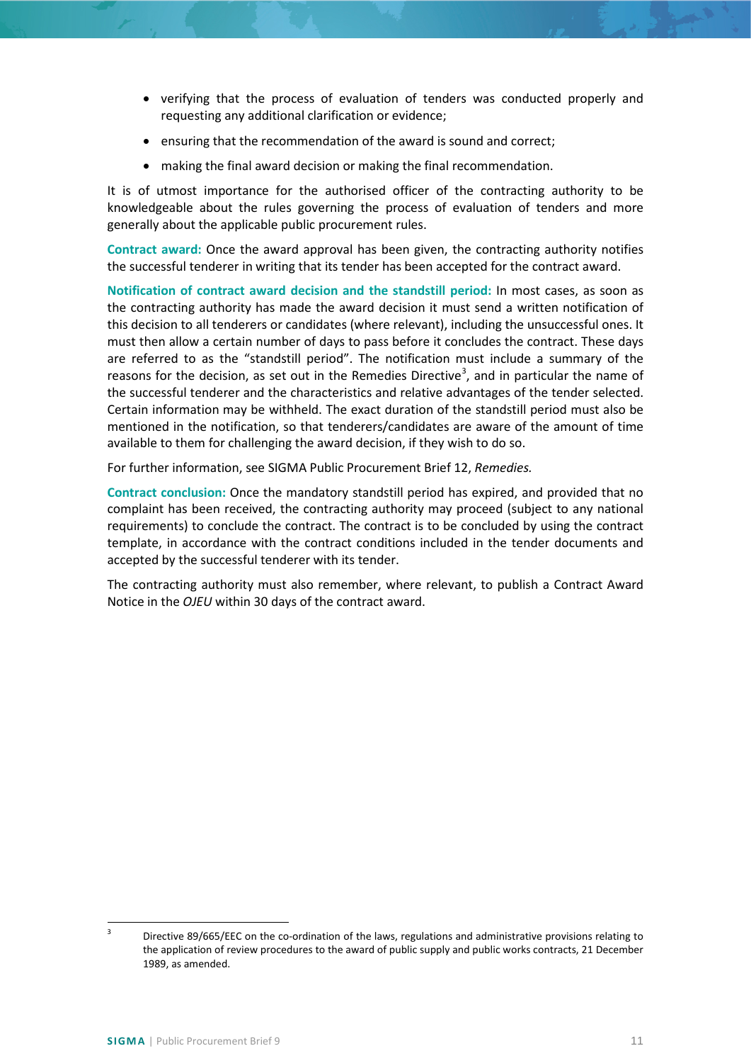- verifying that the process of evaluation of tenders was conducted properly and requesting any additional clarification or evidence;
- ensuring that the recommendation of the award is sound and correct;
- making the final award decision or making the final recommendation.

It is of utmost importance for the authorised officer of the contracting authority to be knowledgeable about the rules governing the process of evaluation of tenders and more generally about the applicable public procurement rules.

**Contract award:** Once the award approval has been given, the contracting authority notifies the successful tenderer in writing that its tender has been accepted for the contract award.

**Notification of contract award decision and the standstill period:** In most cases, as soon as the contracting authority has made the award decision it must send a written notification of this decision to all tenderers or candidates (where relevant), including the unsuccessful ones. It must then allow a certain number of days to pass before it concludes the contract. These days are referred to as the "standstill period". The notification must include a summary of the reasons for the decision, as set out in the Remedies Directive[3], and in particular the name of the successful tenderer and the characteristics and relative advantages of the tender selected. Certain information may be withheld. The exact duration of the standstill period must also be mentioned in the notification, so that tenderers/candidates are aware of the amount of time available to them for challenging the award decision, if they wish to do so.

For further information, see SIGMA Public Procurement Brief 12, *Remedies.*

**Contract conclusion:** Once the mandatory standstill period has expired, and provided that no complaint has been received, the contracting authority may proceed (subject to any national requirements) to conclude the contract. The contract is to be concluded by using the contract template, in accordance with the contract conditions included in the tender documents and accepted by the successful tenderer with its tender.

The contracting authority must also remember, where relevant, to publish a Contract Award Notice in the *OJEU* within 30 days of the contract award.

---

[3] Directive 89/665/EEC on the co-ordination of the laws, regulations and administrative provisions relating to the application of review procedures to the award of public supply and public works contracts, 21 December 1989, as amended.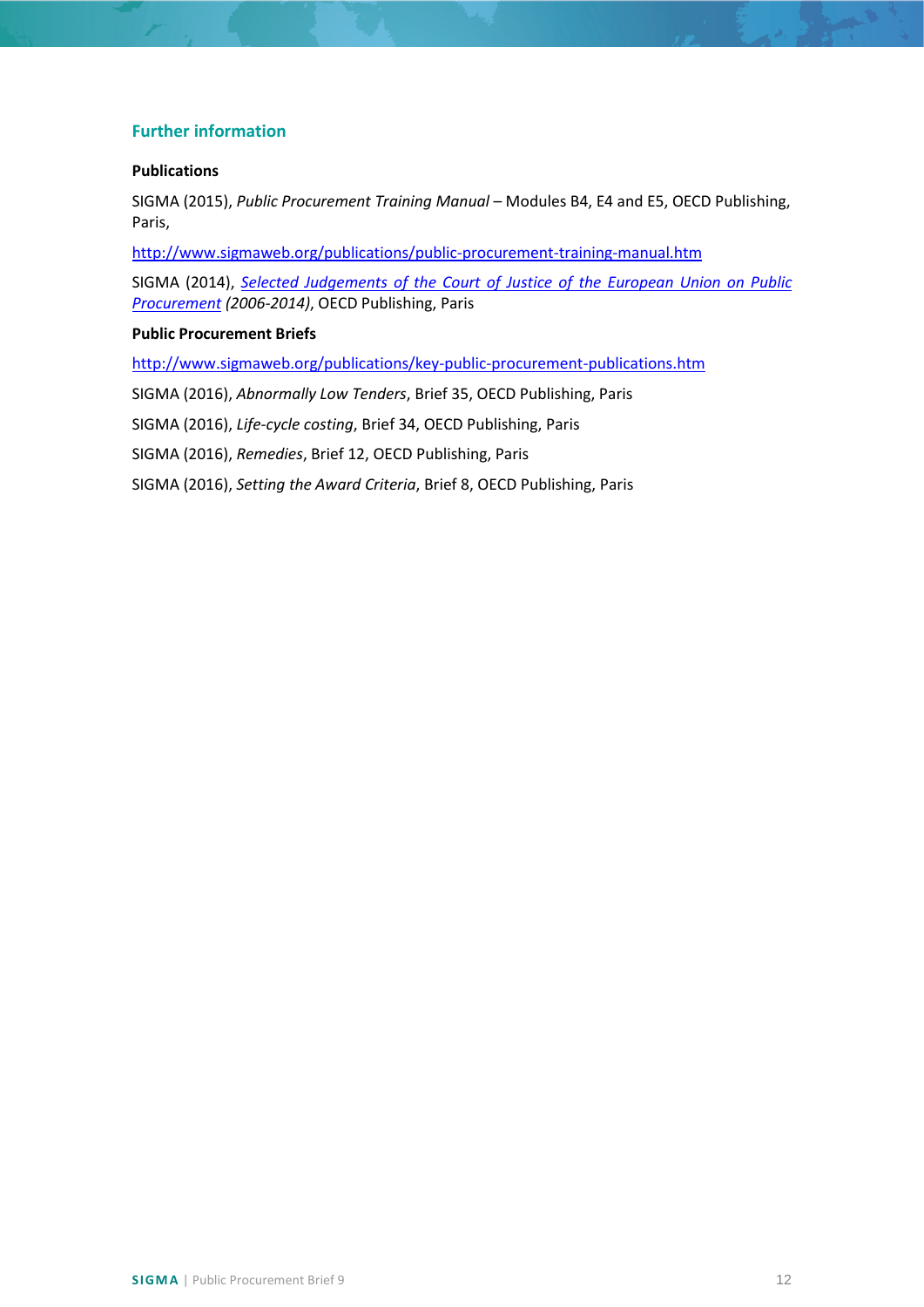## Further information

**Publications**

SIGMA (2015), *Public Procurement Training Manual* – Modules B4, E4 and E5, OECD Publishing, Paris,

http://www.sigmaweb.org/publications/public-procurement-training-manual.htm

SIGMA (2014), *Selected Judgements of the Court of Justice of the European Union on Public Procurement (2006-2014)*, OECD Publishing, Paris

**Public Procurement Briefs**

http://www.sigmaweb.org/publications/key-public-procurement-publications.htm

SIGMA (2016), *Abnormally Low Tenders*, Brief 35, OECD Publishing, Paris

SIGMA (2016), *Life-cycle costing*, Brief 34, OECD Publishing, Paris

SIGMA (2016), *Remedies*, Brief 12, OECD Publishing, Paris

SIGMA (2016), *Setting the Award Criteria*, Brief 8, OECD Publishing, Paris